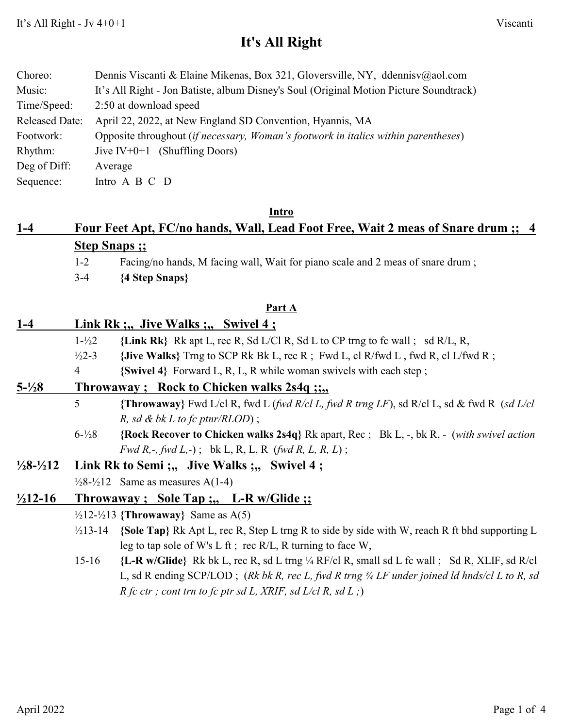# It's All Right

Choreo: Dennis Viscanti & Elaine Mikenas, Box 321, Gloversville, NY, ddennisv@aol.com
Music: It's All Right - Jon Batiste, album Disney's Soul (Original Motion Picture Soundtrack)
Time/Speed: 2:50 at download speed
Released Date: April 22, 2022, at New England SD Convention, Hyannis, MA
Footwork: Opposite throughout (*if necessary, Woman's footwork in italics within parentheses*)
Rhythm: Jive IV+0+1 (Shuffling Doors)
Deg of Diff: Average
Sequence: Intro A B C D

## Intro

**1-4 Four Feet Apt, FC/no hands, Wall, Lead Foot Free, Wait 2 meas of Snare drum ;; 4 Step Snaps ;;**

1-2 Facing/no hands, M facing wall, Wait for piano scale and 2 meas of snare drum ;

3-4 **{4 Step Snaps}**

## Part A

**1-4 Link Rk ;,, Jive Walks ;,, Swivel 4 ;**

1-½2 **{Link Rk}** Rk apt L, rec R, Sd L/Cl R, Sd L to CP trng to fc wall ; sd R/L, R,

½2-3 **{Jive Walks}** Trng to SCP Rk Bk L, rec R ; Fwd L, cl R/fwd L , fwd R, cl L/fwd R ;

4 **{Swivel 4}** Forward L, R, L, R while woman swivels with each step ;

**5-½8 Throwaway ; Rock to Chicken walks 2s4q ;;,,**

5 **{Throwaway}** Fwd L/cl R, fwd L (*fwd R/cl L, fwd R trng LF*), sd R/cl L, sd & fwd R (*sd L/cl R, sd & bk L to fc ptnr/RLOD*) ;

6-½8 **{Rock Recover to Chicken walks 2s4q}** Rk apart, Rec ; Bk L, -, bk R, - (*with swivel action Fwd R,-, fwd L,-*) ; bk L, R, L, R (*fwd R, L, R, L*) ;

**½8-½12 Link Rk to Semi ;,, Jive Walks ;,, Swivel 4 ;**

½8-½12 Same as measures A(1-4)

**½12-16 Throwaway ; Sole Tap ;,, L-R w/Glide ;;**

½12-½13 **{Throwaway}** Same as A(5)

½13-14 **{Sole Tap}** Rk Apt L, rec R, Step L trng R to side by side with W, reach R ft bhd supporting L leg to tap sole of W's L ft ; rec R/L, R turning to face W,

15-16 **{L-R w/Glide}** Rk bk L, rec R, sd L trng ¼ RF/cl R, small sd L fc wall ; Sd R, XLIF, sd R/cl L, sd R ending SCP/LOD ; (*Rk bk R, rec L, fwd R trng ¾ LF under joined ld hnds/cl L to R, sd R fc ctr ; cont trn to fc ptr sd L, XRIF, sd L/cl R, sd L ;*)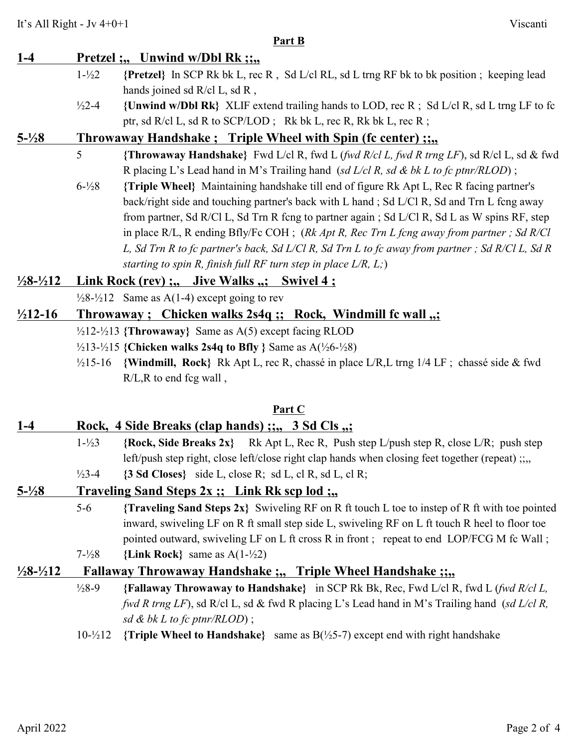## Part B

### 1-4 Pretzel ;,, Unwind w/Dbl Rk ;;,,

1-½2 **{Pretzel}** In SCP Rk bk L, rec R , Sd L/cl RL, sd L trng RF bk to bk position ; keeping lead hands joined sd R/cl L, sd R ,

½2-4 **{Unwind w/Dbl Rk}** XLIF extend trailing hands to LOD, rec R ; Sd L/cl R, sd L trng LF to fc ptr, sd R/cl L, sd R to SCP/LOD ; Rk bk L, rec R, Rk bk L, rec R ;

### 5-½8 Throwaway Handshake ; Triple Wheel with Spin (fc center) ;;,,

5 **{Throwaway Handshake}** Fwd L/cl R, fwd L (*fwd R/cl L, fwd R trng LF*), sd R/cl L, sd & fwd R placing L's Lead hand in M's Trailing hand (*sd L/cl R, sd & bk L to fc ptnr/RLOD*) ;

6-½8 **{Triple Wheel}** Maintaining handshake till end of figure Rk Apt L, Rec R facing partner's back/right side and touching partner's back with L hand ; Sd L/Cl R, Sd and Trn L fcng away from partner, Sd R/Cl L, Sd Trn R fcng to partner again ; Sd L/Cl R, Sd L as W spins RF, step in place R/L, R ending Bfly/Fc COH ; (*Rk Apt R, Rec Trn L fcng away from partner ; Sd R/Cl L, Sd Trn R to fc partner's back, Sd L/Cl R, Sd Trn L to fc away from partner ; Sd R/Cl L, Sd R starting to spin R, finish full RF turn step in place L/R, L;*)

### ½8-½12 Link Rock (rev) ;,, Jive Walks ,,; Swivel 4 ;

½8-½12 Same as A(1-4) except going to rev

### ½12-16 Throwaway ; Chicken walks 2s4q ;; Rock, Windmill fc wall ,,;

½12-½13 **{Throwaway}** Same as A(5) except facing RLOD

½13-½15 **{Chicken walks 2s4q to Bfly }** Same as A(½6-½8)

½15-16 **{Windmill, Rock}** Rk Apt L, rec R, chassé in place L/R,L trng 1/4 LF ; chassé side & fwd R/L,R to end fcg wall ,

## Part C

### 1-4 Rock, 4 Side Breaks (clap hands) ;;,, 3 Sd Cls ,,;

1-½3 **{Rock, Side Breaks 2x}** Rk Apt L, Rec R, Push step L/push step R, close L/R; push step left/push step right, close left/close right clap hands when closing feet together (repeat) ;;,,

½3-4 **{3 Sd Closes}** side L, close R; sd L, cl R, sd L, cl R;

### 5-½8 Traveling Sand Steps 2x ;; Link Rk scp lod ;,,

5-6 **{Traveling Sand Steps 2x}** Swiveling RF on R ft touch L toe to instep of R ft with toe pointed inward, swiveling LF on R ft small step side L, swiveling RF on L ft touch R heel to floor toe pointed outward, swiveling LF on L ft cross R in front ; repeat to end LOP/FCG M fc Wall ;

7-½8 **{Link Rock}** same as A(1-½2)

### ½8-½12 Fallaway Throwaway Handshake ;,, Triple Wheel Handshake ;;,,

½8-9 **{Fallaway Throwaway to Handshake}** in SCP Rk Bk, Rec, Fwd L/cl R, fwd L (*fwd R/cl L, fwd R trng LF*), sd R/cl L, sd & fwd R placing L's Lead hand in M's Trailing hand (*sd L/cl R, sd & bk L to fc ptnr/RLOD*) ;

10-½12 **{Triple Wheel to Handshake}** same as B(½5-7) except end with right handshake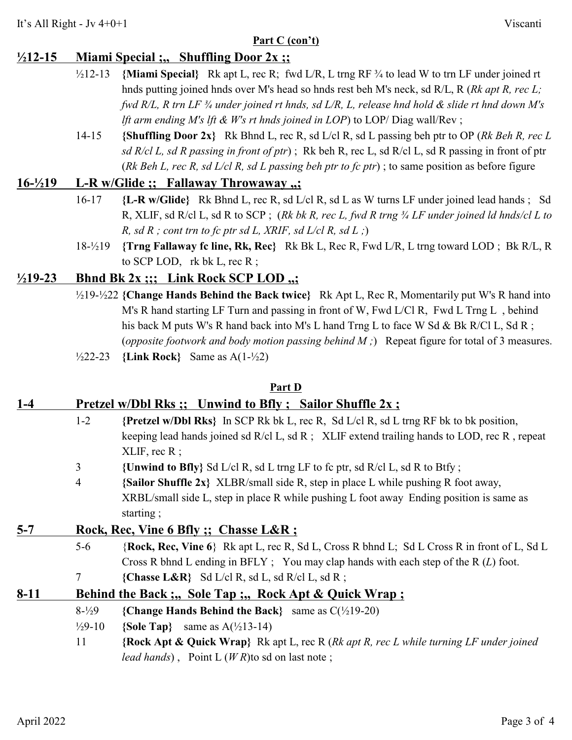**Part C (con't)**

## ½12-15 Miami Special ;,, Shuffling Door 2x ;;

½12-13 **{Miami Special}** Rk apt L, rec R; fwd L/R, L trng RF ¾ to lead W to trn LF under joined rt hnds putting joined hnds over M's head so hnds rest beh M's neck, sd R/L, R (*Rk apt R, rec L; fwd R/L, R trn LF ¾ under joined rt hnds, sd L/R, L, release hnd hold & slide rt hnd down M's lft arm ending M's lft & W's rt hnds joined in LOP*) to LOP/ Diag wall/Rev ;

14-15 **{Shuffling Door 2x}** Rk Bhnd L, rec R, sd L/cl R, sd L passing beh ptr to OP (*Rk Beh R, rec L sd R/cl L, sd R passing in front of ptr*) ; Rk beh R, rec L, sd R/cl L, sd R passing in front of ptr (*Rk Beh L, rec R, sd L/cl R, sd L passing beh ptr to fc ptr*) ; to same position as before figure

## 16-½19 L-R w/Glide ;; Fallaway Throwaway ,,;

16-17 **{L-R w/Glide}** Rk Bhnd L, rec R, sd L/cl R, sd L as W turns LF under joined lead hands ; Sd R, XLIF, sd R/cl L, sd R to SCP ; (*Rk bk R, rec L, fwd R trng ¾ LF under joined ld hnds/cl L to R, sd R ; cont trn to fc ptr sd L, XRIF, sd L/cl R, sd L ;*)

18-½19 **{Trng Fallaway fc line, Rk, Rec}** Rk Bk L, Rec R, Fwd L/R, L trng toward LOD ; Bk R/L, R to SCP LOD, rk bk L, rec R ;

## ½19-23 Bhnd Bk 2x ;;; Link Rock SCP LOD ,,;

½19-½22 **{Change Hands Behind the Back twice}** Rk Apt L, Rec R, Momentarily put W's R hand into M's R hand starting LF Turn and passing in front of W, Fwd L/Cl R, Fwd L Trng L , behind his back M puts W's R hand back into M's L hand Trng L to face W Sd & Bk R/Cl L, Sd R ; (*opposite footwork and body motion passing behind M ;*) Repeat figure for total of 3 measures.

½22-23 **{Link Rock}** Same as A(1-½2)

**Part D**

## 1-4 Pretzel w/Dbl Rks ;; Unwind to Bfly ; Sailor Shuffle 2x ;

1-2 **{Pretzel w/Dbl Rks}** In SCP Rk bk L, rec R, Sd L/cl R, sd L trng RF bk to bk position, keeping lead hands joined sd R/cl L, sd R ; XLIF extend trailing hands to LOD, rec R , repeat XLIF, rec R ;

3 **{Unwind to Bfly}** Sd L/cl R, sd L trng LF to fc ptr, sd R/cl L, sd R to Btfy ;

4 **{Sailor Shuffle 2x}** XLBR/small side R, step in place L while pushing R foot away, XRBL/small side L, step in place R while pushing L foot away Ending position is same as starting ;

## 5-7 Rock, Rec, Vine 6 Bfly ;; Chasse L&R ;

5-6 {**Rock, Rec, Vine 6**} Rk apt L, rec R, Sd L, Cross R bhnd L; Sd L Cross R in front of L, Sd L Cross R bhnd L ending in BFLY ; You may clap hands with each step of the R (*L*) foot.

7 **{Chasse L&R}** Sd L/cl R, sd L, sd R/cl L, sd R ;

## 8-11 Behind the Back ;,, Sole Tap ;,, Rock Apt & Quick Wrap ;

8-½9 **{Change Hands Behind the Back}** same as C(½19-20)

½9-10 **{Sole Tap}** same as A(½13-14)

11 **{Rock Apt & Quick Wrap}** Rk apt L, rec R (*Rk apt R, rec L while turning LF under joined lead hands*) , Point L (*W R*)to sd on last note ;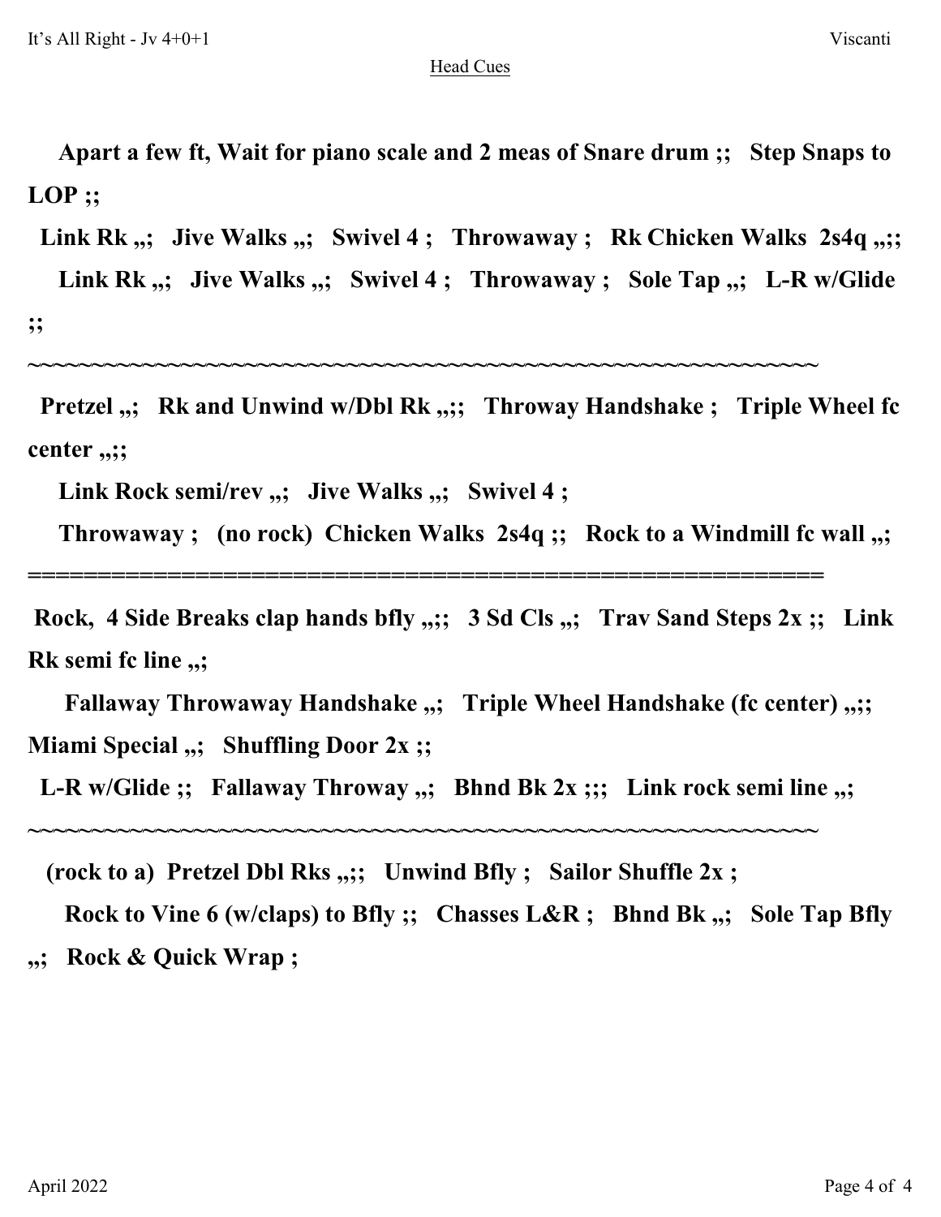Head Cues

**Apart a few ft, Wait for piano scale and 2 meas of Snare drum ;; Step Snaps to LOP ;;**

**Link Rk ,,; Jive Walks ,,; Swivel 4 ; Throwaway ; Rk Chicken Walks 2s4q ,,;;**

**Link Rk ,,; Jive Walks ,,; Swivel 4 ; Throwaway ; Sole Tap ,,; L-R w/Glide ;;**

**~~~~~~~~~~~~~~~~~~~~~~~~~~~~~~~~~~~~~~~~~~~~~~~~~~~~~~~~~~~~~**

**Pretzel ,,; Rk and Unwind w/Dbl Rk ,,;; Throway Handshake ; Triple Wheel fc center ,,;;**

**Link Rock semi/rev ,,; Jive Walks ,,; Swivel 4 ;**

**Throwaway ; (no rock) Chicken Walks 2s4q ;; Rock to a Windmill fc wall ,,;**

**==========================================================**

**Rock, 4 Side Breaks clap hands bfly ,,;; 3 Sd Cls ,,; Trav Sand Steps 2x ;; Link Rk semi fc line ,,;**

**Fallaway Throwaway Handshake ,,; Triple Wheel Handshake (fc center) ,,;; Miami Special ,,; Shuffling Door 2x ;;**

**L-R w/Glide ;; Fallaway Throway ,,; Bhnd Bk 2x ;;; Link rock semi line ,,;**

**~~~~~~~~~~~~~~~~~~~~~~~~~~~~~~~~~~~~~~~~~~~~~~~~~~~~~~~~~~~~~**

**(rock to a) Pretzel Dbl Rks ,,;; Unwind Bfly ; Sailor Shuffle 2x ;**

**Rock to Vine 6 (w/claps) to Bfly ;; Chasses L&R ; Bhnd Bk ,,; Sole Tap Bfly ,,; Rock & Quick Wrap ;**